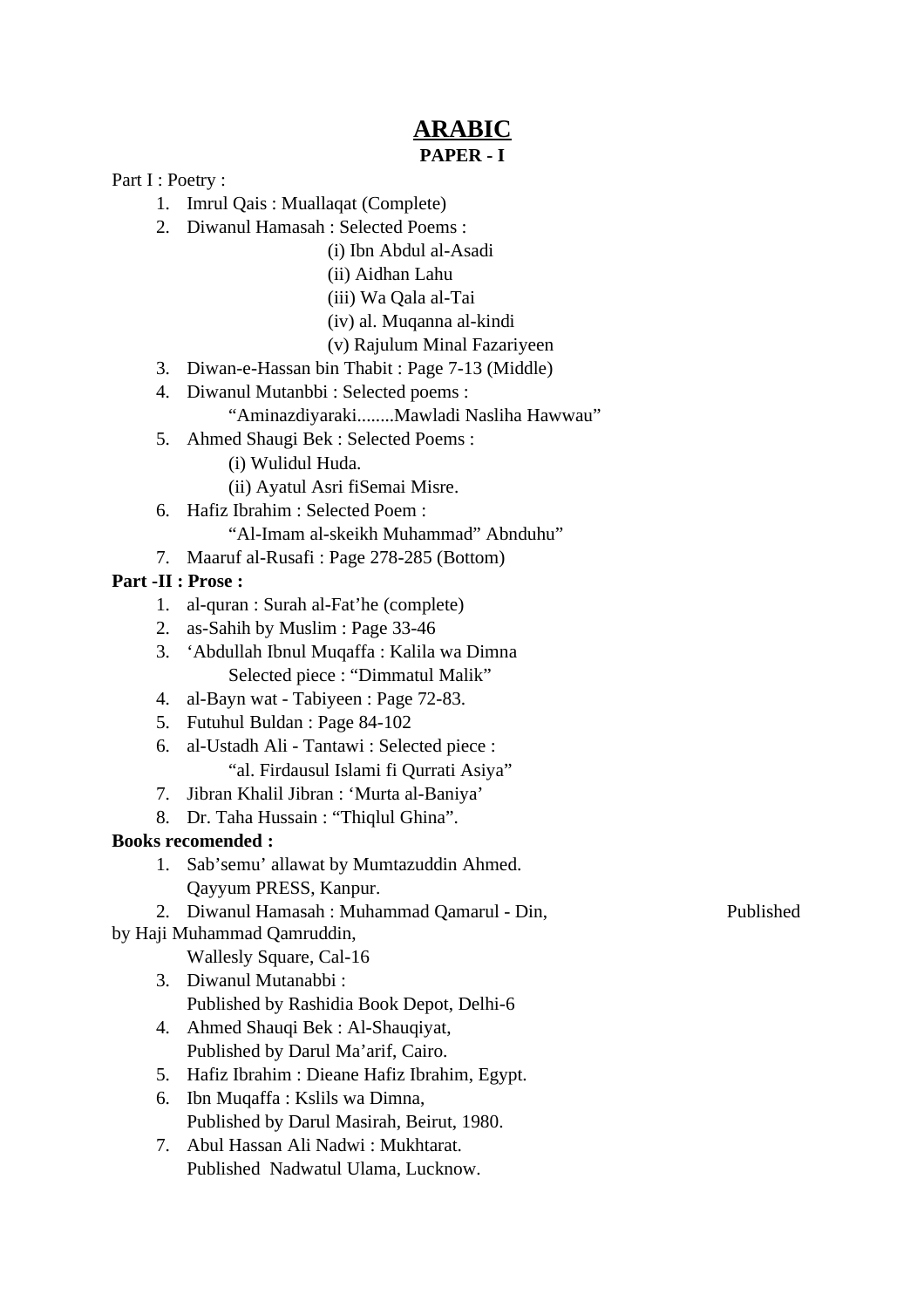# ARABIC

## PAPER - I

Part I : Poetry :

1. Imrul Qais : Muallaqat (Complete)
2. Diwanul Hamasah : Selected Poems :
   - (i) Ibn Abdul al-Asadi
   - (ii) Aidhan Lahu
   - (iii) Wa Qala al-Tai
   - (iv) al. Muqanna al-kindi
   - (v) Rajulum Minal Fazariyeen
3. Diwan-e-Hassan bin Thabit : Page 7-13 (Middle)
4. Diwanul Mutanbbi : Selected poems :
   "Aminazdiyaraki........Mawladi Nasliha Hawwau"
5. Ahmed Shaugi Bek : Selected Poems :
   (i) Wulidul Huda.
   (ii) Ayatul Asri fiSemai Misre.
6. Hafiz Ibrahim : Selected Poem :
   "Al-Imam al-skeikh Muhammad" Abnduhu"
7. Maaruf al-Rusafi : Page 278-285 (Bottom)

**Part -II : Prose :**

1. al-quran : Surah al-Fat'he (complete)
2. as-Sahih by Muslim : Page 33-46
3. 'Abdullah Ibnul Muqaffa : Kalila wa Dimna
   Selected piece : "Dimmatul Malik"
4. al-Bayn wat - Tabiyeen : Page 72-83.
5. Futuhul Buldan : Page 84-102
6. al-Ustadh Ali - Tantawi : Selected piece :
   "al. Firdausul Islami fi Qurrati Asiya"
7. Jibran Khalil Jibran : 'Murta al-Baniya'
8. Dr. Taha Hussain : "Thiqlul Ghina".

**Books recomended :**

1. Sab'semu' allawat by Mumtazuddin Ahmed.
   Qayyum PRESS, Kanpur.
2. Diwanul Hamasah : Muhammad Qamarul - Din, Published by Haji Muhammad Qamruddin,
   Wallesly Square, Cal-16
3. Diwanul Mutanabbi :
   Published by Rashidia Book Depot, Delhi-6
4. Ahmed Shauqi Bek : Al-Shauqiyat,
   Published by Darul Ma'arif, Cairo.
5. Hafiz Ibrahim : Dieane Hafiz Ibrahim, Egypt.
6. Ibn Muqaffa : Kslils wa Dimna,
   Published by Darul Masirah, Beirut, 1980.
7. Abul Hassan Ali Nadwi : Mukhtarat.
   Published Nadwatul Ulama, Lucknow.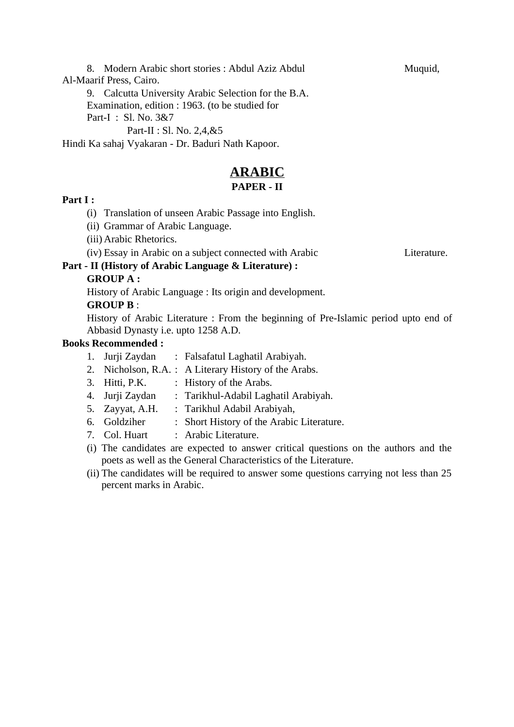8. Modern Arabic short stories : Abdul Aziz Abdul Muquid, Al-Maarif Press, Cairo.

9. Calcutta University Arabic Selection for the B.A. Examination, edition : 1963. (to be studied for
Part-I : Sl. No. 3&7
Part-II : Sl. No. 2,4,&5

Hindi Ka sahaj Vyakaran - Dr. Baduri Nath Kapoor.

# ARABIC

## PAPER - II

**Part I :**

(i) Translation of unseen Arabic Passage into English.

(ii) Grammar of Arabic Language.

(iii) Arabic Rhetorics.

(iv) Essay in Arabic on a subject connected with Arabic Literature.

**Part - II (History of Arabic Language & Literature) :**

**GROUP A :**

History of Arabic Language : Its origin and development.

**GROUP B** :

History of Arabic Literature : From the beginning of Pre-Islamic period upto end of Abbasid Dynasty i.e. upto 1258 A.D.

**Books Recommended :**

1. Jurji Zaydan : Falsafatul Laghatil Arabiyah.
2. Nicholson, R.A. : A Literary History of the Arabs.
3. Hitti, P.K. : History of the Arabs.
4. Jurji Zaydan : Tarikhul-Adabil Laghatil Arabiyah.
5. Zayyat, A.H. : Tarikhul Adabil Arabiyah,
6. Goldziher : Short History of the Arabic Literature.
7. Col. Huart : Arabic Literature.

(i) The candidates are expected to answer critical questions on the authors and the poets as well as the General Characteristics of the Literature.

(ii) The candidates will be required to answer some questions carrying not less than 25 percent marks in Arabic.